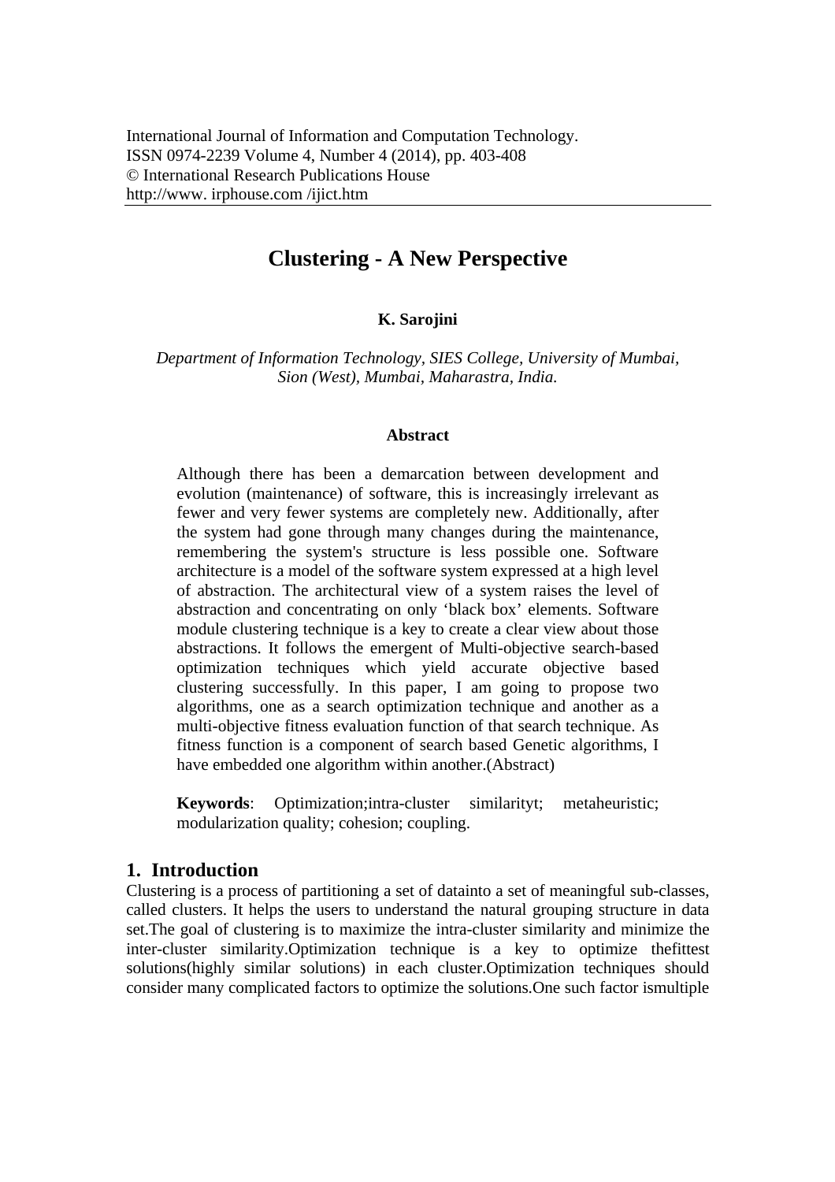# Clustering - A New Perspective

**K. Sarojini**

*Department of Information Technology, SIES College, University of Mumbai, Sion (West), Mumbai, Maharastra, India.*

### Abstract

Although there has been a demarcation between development and evolution (maintenance) of software, this is increasingly irrelevant as fewer and very fewer systems are completely new. Additionally, after the system had gone through many changes during the maintenance, remembering the system's structure is less possible one. Software architecture is a model of the software system expressed at a high level of abstraction. The architectural view of a system raises the level of abstraction and concentrating on only 'black box' elements. Software module clustering technique is a key to create a clear view about those abstractions. It follows the emergent of Multi-objective search-based optimization techniques which yield accurate objective based clustering successfully. In this paper, I am going to propose two algorithms, one as a search optimization technique and another as a multi-objective fitness evaluation function of that search technique. As fitness function is a component of search based Genetic algorithms, I have embedded one algorithm within another.(Abstract)

**Keywords**: Optimization;intra-cluster similarityt; metaheuristic; modularization quality; cohesion; coupling.

## 1. Introduction

Clustering is a process of partitioning a set of datainto a set of meaningful sub-classes, called clusters. It helps the users to understand the natural grouping structure in data set.The goal of clustering is to maximize the intra-cluster similarity and minimize the inter-cluster similarity.Optimization technique is a key to optimize thefittest solutions(highly similar solutions) in each cluster.Optimization techniques should consider many complicated factors to optimize the solutions.One such factor ismultiple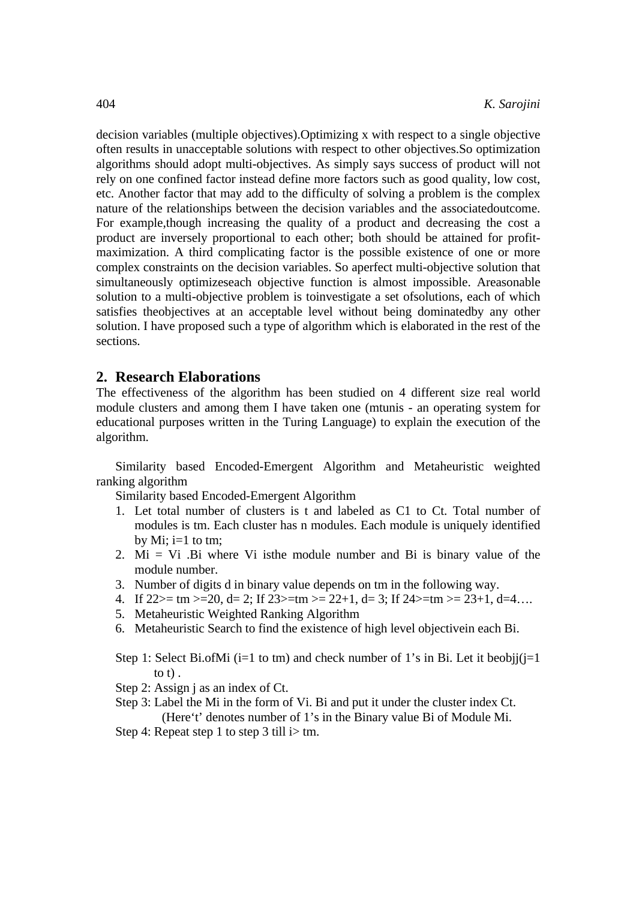decision variables (multiple objectives).Optimizing x with respect to a single objective often results in unacceptable solutions with respect to other objectives.So optimization algorithms should adopt multi-objectives. As simply says success of product will not rely on one confined factor instead define more factors such as good quality, low cost, etc. Another factor that may add to the difficulty of solving a problem is the complex nature of the relationships between the decision variables and the associatedoutcome. For example,though increasing the quality of a product and decreasing the cost a product are inversely proportional to each other; both should be attained for profit-maximization. A third complicating factor is the possible existence of one or more complex constraints on the decision variables. So aperfect multi-objective solution that simultaneously optimizeseach objective function is almost impossible. Areasonable solution to a multi-objective problem is toinvestigate a set ofsolutions, each of which satisfies theobjectives at an acceptable level without being dominatedby any other solution. I have proposed such a type of algorithm which is elaborated in the rest of the sections.

## 2. Research Elaborations

The effectiveness of the algorithm has been studied on 4 different size real world module clusters and among them I have taken one (mtunis - an operating system for educational purposes written in the Turing Language) to explain the execution of the algorithm.

Similarity based Encoded-Emergent Algorithm and Metaheuristic weighted ranking algorithm

Similarity based Encoded-Emergent Algorithm

1. Let total number of clusters is t and labeled as C1 to Ct. Total number of modules is tm. Each cluster has n modules. Each module is uniquely identified by Mi; i=1 to tm;
2. Mi = Vi .Bi where Vi isthe module number and Bi is binary value of the module number.
3. Number of digits d in binary value depends on tm in the following way.
4. If $2^2$>= tm >=$2^0$, d= 2; If $2^3$>=tm >= $2^2$+1, d= 3; If $2^4$>=tm >= $2^3$+1, d=4….
5. Metaheuristic Weighted Ranking Algorithm
6. Metaheuristic Search to find the existence of high level objectivein each Bi.

Step 1: Select Bi.ofMi (i=1 to tm) and check number of 1’s in Bi. Let it beobjj(j=1 to t) .

Step 2: Assign j as an index of Ct.

Step 3: Label the Mi in the form of Vi. Bi and put it under the cluster index Ct. (Here‘t’ denotes number of 1’s in the Binary value Bi of Module Mi.

Step 4: Repeat step 1 to step 3 till i> tm.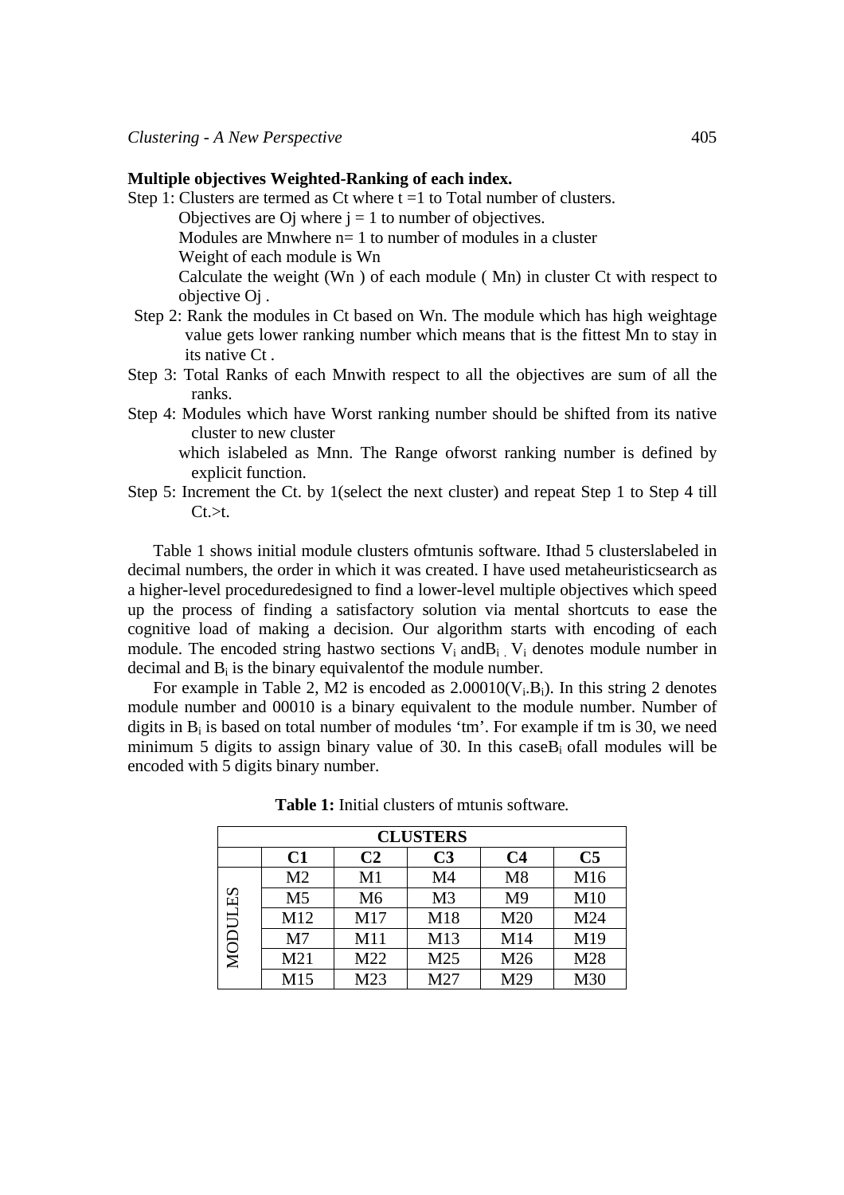**Multiple objectives Weighted-Ranking of each index.**

Step 1: Clusters are termed as Ct where t =1 to Total number of clusters.

Objectives are Oj where j = 1 to number of objectives.

Modules are Mnwhere n= 1 to number of modules in a cluster

Weight of each module is Wn

Calculate the weight (Wn ) of each module ( Mn) in cluster Ct with respect to objective Oj .

Step 2: Rank the modules in Ct based on Wn. The module which has high weightage value gets lower ranking number which means that is the fittest Mn to stay in its native Ct .

Step 3: Total Ranks of each Mnwith respect to all the objectives are sum of all the ranks.

Step 4: Modules which have Worst ranking number should be shifted from its native cluster to new cluster which islabeled as Mnn. The Range ofworst ranking number is defined by explicit function.

Step 5: Increment the Ct. by 1(select the next cluster) and repeat Step 1 to Step 4 till Ct.>t.

Table 1 shows initial module clusters ofmtunis software. Ithad 5 clusterslabeled in decimal numbers, the order in which it was created. I have used metaheuristicsearch as a higher-level proceduredesigned to find a lower-level multiple objectives which speed up the process of finding a satisfactory solution via mental shortcuts to ease the cognitive load of making a decision. Our algorithm starts with encoding of each module. The encoded string hastwo sections $V_i$ and$B_i$ . $V_i$ denotes module number in decimal and $B_i$ is the binary equivalentof the module number.

For example in Table 2, M2 is encoded as 2.00010($V_i.B_i$). In this string 2 denotes module number and 00010 is a binary equivalent to the module number. Number of digits in $B_i$ is based on total number of modules 'tm'. For example if tm is 30, we need minimum 5 digits to assign binary value of 30. In this case$B_i$ ofall modules will be encoded with 5 digits binary number.

**Table 1:** Initial clusters of mtunis software.

| CLUSTERS | | | | | |
|---|---|---|---|---|---|
| | **C1** | **C2** | **C3** | **C4** | **C5** |
| MODULES | M2 | M1 | M4 | M8 | M16 |
| | M5 | M6 | M3 | M9 | M10 |
| | M12 | M17 | M18 | M20 | M24 |
| | M7 | M11 | M13 | M14 | M19 |
| | M21 | M22 | M25 | M26 | M28 |
| | M15 | M23 | M27 | M29 | M30 |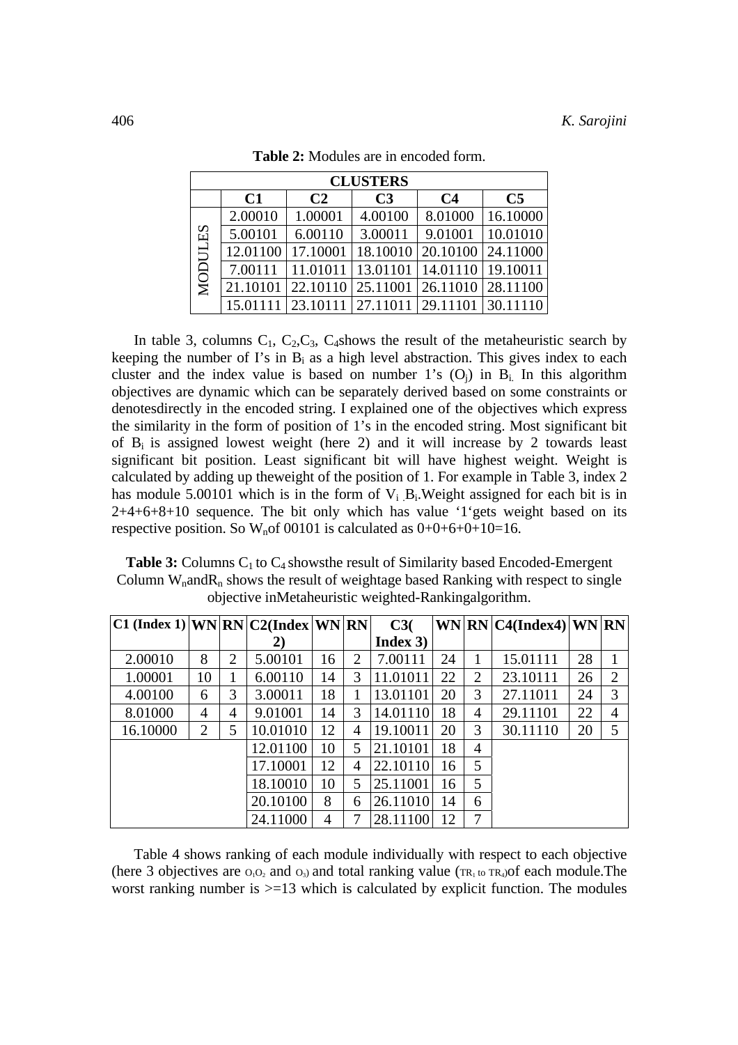**Table 2:** Modules are in encoded form.

| | CLUSTERS | | | | |
|---|---|---|---|---|---|
| | C1 | C2 | C3 | C4 | C5 |
| MODULES | 2.00010 | 1.00001 | 4.00100 | 8.01000 | 16.10000 |
| | 5.00101 | 6.00110 | 3.00011 | 9.01001 | 10.01010 |
| | 12.01100 | 17.10001 | 18.10010 | 20.10100 | 24.11000 |
| | 7.00111 | 11.01011 | 13.01101 | 14.01110 | 19.10011 |
| | 21.10101 | 22.10110 | 25.11001 | 26.11010 | 28.11100 |
| | 15.01111 | 23.10111 | 27.11011 | 29.11101 | 30.11110 |

In table 3, columns $C_1$, $C_2$,$C_3$, $C_4$shows the result of the metaheuristic search by keeping the number of I's in $B_i$ as a high level abstraction. This gives index to each cluster and the index value is based on number 1's ($O_j$) in $B_i$. In this algorithm objectives are dynamic which can be separately derived based on some constraints or denotesdirectly in the encoded string. I explained one of the objectives which express the similarity in the form of position of 1's in the encoded string. Most significant bit of $B_i$ is assigned lowest weight (here 2) and it will increase by 2 towards least significant bit position. Least significant bit will have highest weight. Weight is calculated by adding up theweight of the position of 1. For example in Table 3, index 2 has module 5.00101 which is in the form of $V_i$ .$B_i$.Weight assigned for each bit is in 2+4+6+8+10 sequence. The bit only which has value '1'gets weight based on its respective position. So $W_n$of 00101 is calculated as 0+0+6+0+10=16.

**Table 3:** Columns $C_1$ to $C_4$ showsthe result of Similarity based Encoded-Emergent Column $W_n$and$R_n$ shows the result of weightage based Ranking with respect to single objective inMetaheuristic weighted-Rankingalgorithm.

| C1 (Index 1) | WN | RN | C2(Index 2) | WN | RN | C3( Index 3) | WN | RN | C4(Index4) | WN | RN |
|---|---|---|---|---|---|---|---|---|---|---|---|
| 2.00010 | 8 | 2 | 5.00101 | 16 | 2 | 7.00111 | 24 | 1 | 15.01111 | 28 | 1 |
| 1.00001 | 10 | 1 | 6.00110 | 14 | 3 | 11.01011 | 22 | 2 | 23.10111 | 26 | 2 |
| 4.00100 | 6 | 3 | 3.00011 | 18 | 1 | 13.01101 | 20 | 3 | 27.11011 | 24 | 3 |
| 8.01000 | 4 | 4 | 9.01001 | 14 | 3 | 14.01110 | 18 | 4 | 29.11101 | 22 | 4 |
| 16.10000 | 2 | 5 | 10.01010 | 12 | 4 | 19.10011 | 20 | 3 | 30.11110 | 20 | 5 |
| | | | 12.01100 | 10 | 5 | 21.10101 | 18 | 4 | | | |
| | | | 17.10001 | 12 | 4 | 22.10110 | 16 | 5 | | | |
| | | | 18.10010 | 10 | 5 | 25.11001 | 16 | 5 | | | |
| | | | 20.10100 | 8 | 6 | 26.11010 | 14 | 6 | | | |
| | | | 24.11000 | 4 | 7 | 28.11100 | 12 | 7 | | | |

Table 4 shows ranking of each module individually with respect to each objective (here 3 objectives are $O_1O_2$ and $O_3$) and total ranking value ($TR_1$ to $TR_4$)of each module.The worst ranking number is >=13 which is calculated by explicit function. The modules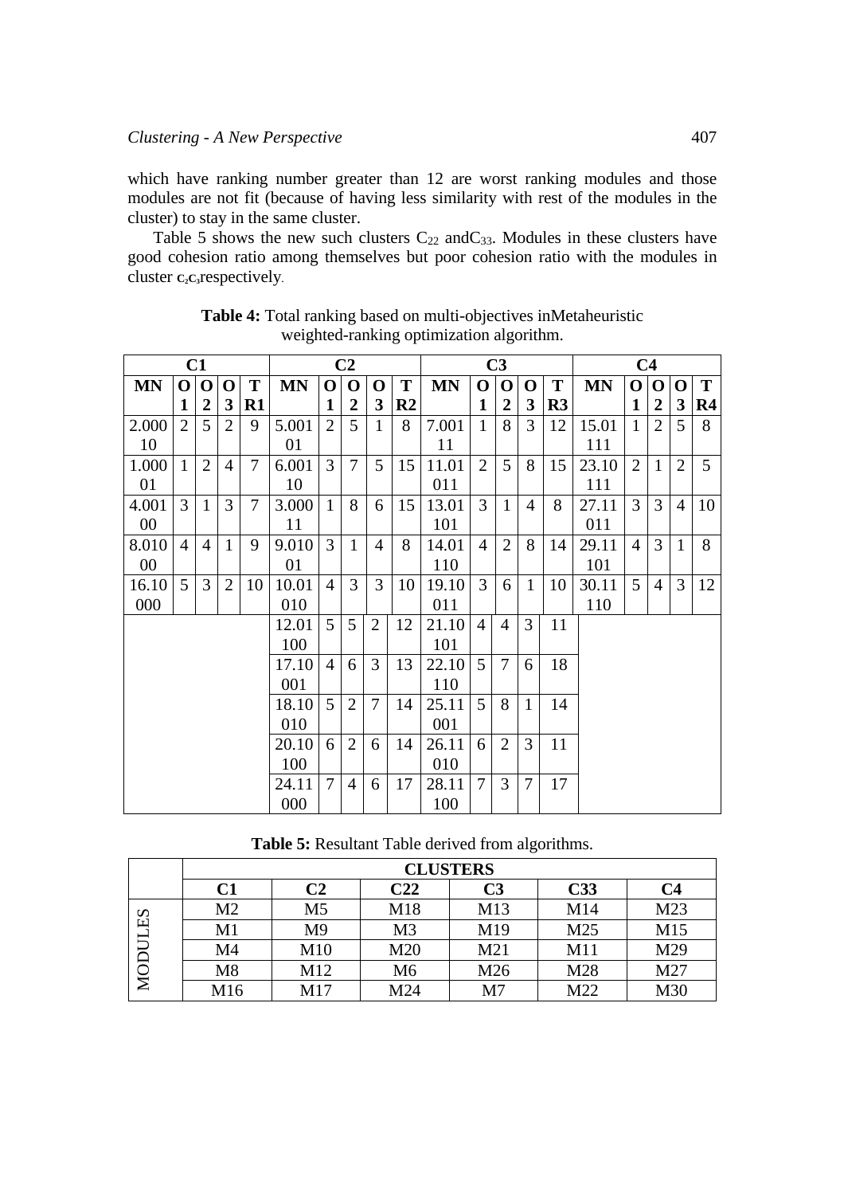which have ranking number greater than 12 are worst ranking modules and those modules are not fit (because of having less similarity with rest of the modules in the cluster) to stay in the same cluster.

Table 5 shows the new such clusters $C_{22}$ and$C_{33}$. Modules in these clusters have good cohesion ratio among themselves but poor cohesion ratio with the modules in cluster $c_2 c_3$respectively.

**Table 4:** Total ranking based on multi-objectives inMetaheuristic weighted-ranking optimization algorithm.

| C1 | | | | | C2 | | | | | C3 | | | | | C4 | | | | |
|---|---|---|---|---|---|---|---|---|---|---|---|---|---|---|---|---|---|---|---|
| **MN** | **O1** | **O2** | **O3** | **TR1** | **MN** | **O1** | **O2** | **O3** | **TR2** | **MN** | **O1** | **O2** | **O3** | **TR3** | **MN** | **O1** | **O2** | **O3** | **TR4** |
| 2.00010 | 2 | 5 | 2 | 9 | 5.00101 | 2 | 5 | 1 | 8 | 7.00111 | 1 | 8 | 3 | 12 | 15.01111 | 1 | 2 | 5 | 8 |
| 1.00001 | 1 | 2 | 4 | 7 | 6.00110 | 3 | 7 | 5 | 15 | 11.01011 | 2 | 5 | 8 | 15 | 23.10111 | 2 | 1 | 2 | 5 |
| 4.00100 | 3 | 1 | 3 | 7 | 3.00011 | 1 | 8 | 6 | 15 | 13.01101 | 3 | 1 | 4 | 8 | 27.11011 | 3 | 3 | 4 | 10 |
| 8.01000 | 4 | 4 | 1 | 9 | 9.01001 | 3 | 1 | 4 | 8 | 14.01110 | 4 | 2 | 8 | 14 | 29.11101 | 4 | 3 | 1 | 8 |
| 16.10000 | 5 | 3 | 2 | 10 | 10.01010 | 4 | 3 | 3 | 10 | 19.10011 | 3 | 6 | 1 | 10 | 30.11110 | 5 | 4 | 3 | 12 |
| | | | | | 12.01100 | 5 | 5 | 2 | 12 | 21.10101 | 4 | 4 | 3 | 11 | | | | | |
| | | | | | 17.10001 | 4 | 6 | 3 | 13 | 22.10110 | 5 | 7 | 6 | 18 | | | | | |
| | | | | | 18.10010 | 5 | 2 | 7 | 14 | 25.11001 | 5 | 8 | 1 | 14 | | | | | |
| | | | | | 20.10100 | 6 | 2 | 6 | 14 | 26.11010 | 6 | 2 | 3 | 11 | | | | | |
| | | | | | 24.11000 | 7 | 4 | 6 | 17 | 28.11100 | 7 | 3 | 7 | 17 | | | | | |

**Table 5:** Resultant Table derived from algorithms.

| | CLUSTERS | | | | | |
|---|---|---|---|---|---|---|
| | **C1** | **C2** | **C22** | **C3** | **C33** | **C4** |
| MODULES | M2 | M5 | M18 | M13 | M14 | M23 |
| | M1 | M9 | M3 | M19 | M25 | M15 |
| | M4 | M10 | M20 | M21 | M11 | M29 |
| | M8 | M12 | M6 | M26 | M28 | M27 |
| | M16 | M17 | M24 | M7 | M22 | M30 |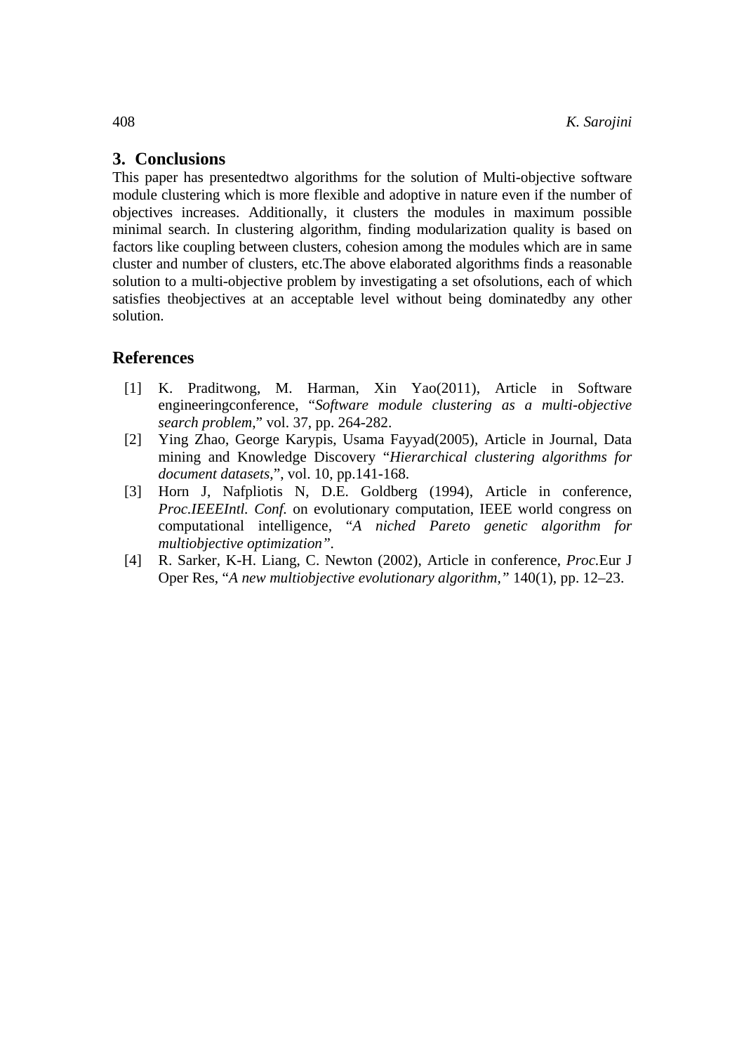## 3. Conclusions

This paper has presentedtwo algorithms for the solution of Multi-objective software module clustering which is more flexible and adoptive in nature even if the number of objectives increases. Additionally, it clusters the modules in maximum possible minimal search. In clustering algorithm, finding modularization quality is based on factors like coupling between clusters, cohesion among the modules which are in same cluster and number of clusters, etc.The above elaborated algorithms finds a reasonable solution to a multi-objective problem by investigating a set ofsolutions, each of which satisfies theobjectives at an acceptable level without being dominatedby any other solution.

## References

[1] K. Praditwong, M. Harman, Xin Yao(2011), Article in Software engineeringconference, "*Software module clustering as a multi-objective search problem*," vol. 37, pp. 264-282.

[2] Ying Zhao, George Karypis, Usama Fayyad(2005), Article in Journal, Data mining and Knowledge Discovery "*Hierarchical clustering algorithms for document datasets*,", vol. 10, pp.141-168.

[3] Horn J, Nafpliotis N, D.E. Goldberg (1994), Article in conference, *Proc.IEEEIntl. Conf.* on evolutionary computation, IEEE world congress on computational intelligence, "*A niched Pareto genetic algorithm for multiobjective optimization*".

[4] R. Sarker, K-H. Liang, C. Newton (2002), Article in conference, *Proc.*Eur J Oper Res, "*A new multiobjective evolutionary algorithm,*" 140(1), pp. 12–23.